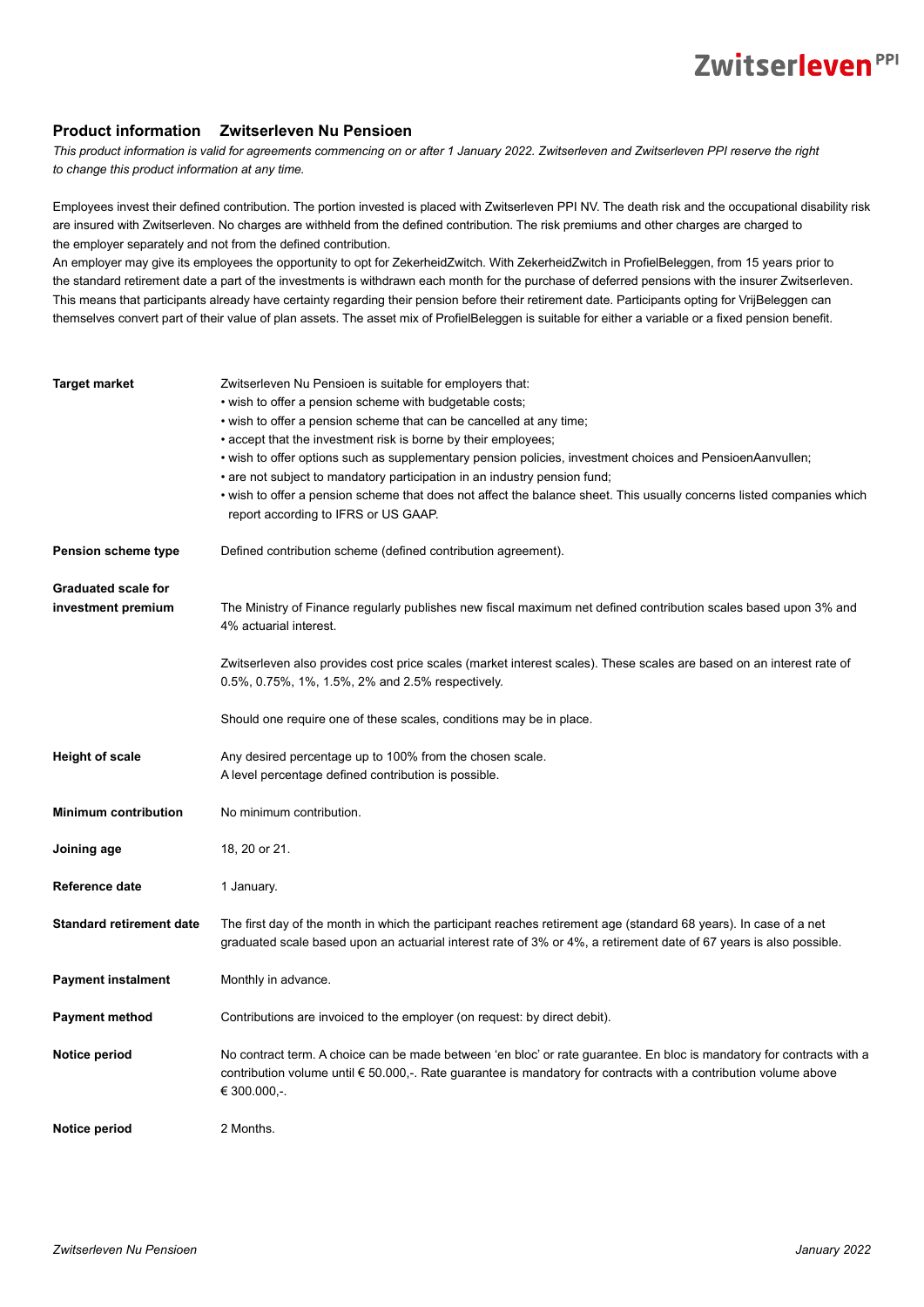## Product information Zwitserleven Nu Pensioen

*This product information is valid for agreements commencing on or after 1 January 2022. Zwitserleven and Zwitserleven PPI reserve the right to change this product information at any time.*

Employees invest their defined contribution. The portion invested is placed with Zwitserleven PPI NV. The death risk and the occupational disability risk are insured with Zwitserleven. No charges are withheld from the defined contribution. The risk premiums and other charges are charged to the employer separately and not from the defined contribution.
An employer may give its employees the opportunity to opt for ZekerheidZwitch. With ZekerheidZwitch in ProfielBeleggen, from 15 years prior to the standard retirement date a part of the investments is withdrawn each month for the purchase of deferred pensions with the insurer Zwitserleven. This means that participants already have certainty regarding their pension before their retirement date. Participants opting for VrijBeleggen can themselves convert part of their value of plan assets. The asset mix of ProfielBeleggen is suitable for either a variable or a fixed pension benefit.

| | |
|---|---|
| **Target market** | Zwitserleven Nu Pensioen is suitable for employers that:<br>• wish to offer a pension scheme with budgetable costs;<br>• wish to offer a pension scheme that can be cancelled at any time;<br>• accept that the investment risk is borne by their employees;<br>• wish to offer options such as supplementary pension policies, investment choices and PensioenAanvullen;<br>• are not subject to mandatory participation in an industry pension fund;<br>• wish to offer a pension scheme that does not affect the balance sheet. This usually concerns listed companies which report according to IFRS or US GAAP. |
| **Pension scheme type** | Defined contribution scheme (defined contribution agreement). |
| **Graduated scale for investment premium** | The Ministry of Finance regularly publishes new fiscal maximum net defined contribution scales based upon 3% and 4% actuarial interest.<br><br>Zwitserleven also provides cost price scales (market interest scales). These scales are based on an interest rate of 0.5%, 0.75%, 1%, 1.5%, 2% and 2.5% respectively.<br><br>Should one require one of these scales, conditions may be in place. |
| **Height of scale** | Any desired percentage up to 100% from the chosen scale.<br>A level percentage defined contribution is possible. |
| **Minimum contribution** | No minimum contribution. |
| **Joining age** | 18, 20 or 21. |
| **Reference date** | 1 January. |
| **Standard retirement date** | The first day of the month in which the participant reaches retirement age (standard 68 years). In case of a net graduated scale based upon an actuarial interest rate of 3% or 4%, a retirement date of 67 years is also possible. |
| **Payment instalment** | Monthly in advance. |
| **Payment method** | Contributions are invoiced to the employer (on request: by direct debit). |
| **Notice period** | No contract term. A choice can be made between 'en bloc' or rate guarantee. En bloc is mandatory for contracts with a contribution volume until € 50.000,-. Rate guarantee is mandatory for contracts with a contribution volume above € 300.000,-. |
| **Notice period** | 2 Months. |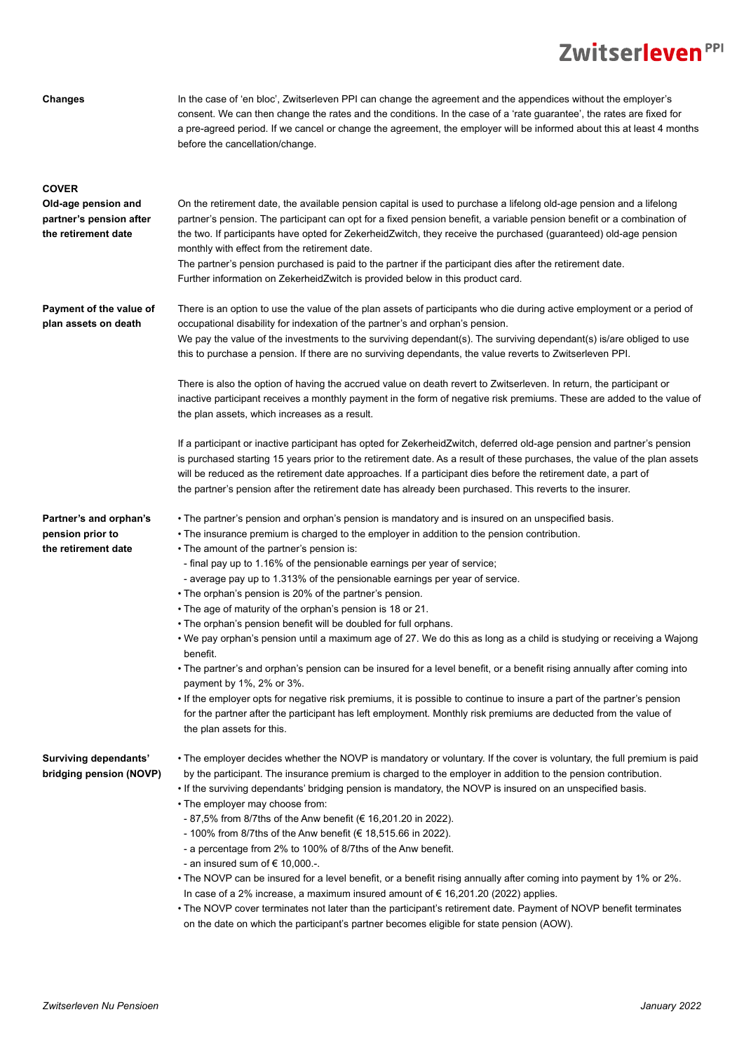**Changes**

In the case of 'en bloc', Zwitserleven PPI can change the agreement and the appendices without the employer's consent. We can then change the rates and the conditions. In the case of a 'rate guarantee', the rates are fixed for a pre-agreed period. If we cancel or change the agreement, the employer will be informed about this at least 4 months before the cancellation/change.

## COVER

**Old-age pension and partner's pension after the retirement date**

On the retirement date, the available pension capital is used to purchase a lifelong old-age pension and a lifelong partner's pension. The participant can opt for a fixed pension benefit, a variable pension benefit or a combination of the two. If participants have opted for ZekerheidZwitch, they receive the purchased (guaranteed) old-age pension monthly with effect from the retirement date.
The partner's pension purchased is paid to the partner if the participant dies after the retirement date.
Further information on ZekerheidZwitch is provided below in this product card.

**Payment of the value of plan assets on death**

There is an option to use the value of the plan assets of participants who die during active employment or a period of occupational disability for indexation of the partner's and orphan's pension.
We pay the value of the investments to the surviving dependant(s). The surviving dependant(s) is/are obliged to use this to purchase a pension. If there are no surviving dependants, the value reverts to Zwitserleven PPI.

There is also the option of having the accrued value on death revert to Zwitserleven. In return, the participant or inactive participant receives a monthly payment in the form of negative risk premiums. These are added to the value of the plan assets, which increases as a result.

If a participant or inactive participant has opted for ZekerheidZwitch, deferred old-age pension and partner's pension is purchased starting 15 years prior to the retirement date. As a result of these purchases, the value of the plan assets will be reduced as the retirement date approaches. If a participant dies before the retirement date, a part of the partner's pension after the retirement date has already been purchased. This reverts to the insurer.

**Partner's and orphan's pension prior to the retirement date**

- The partner's pension and orphan's pension is mandatory and is insured on an unspecified basis.
- The insurance premium is charged to the employer in addition to the pension contribution.
- The amount of the partner's pension is:
  - final pay up to 1.16% of the pensionable earnings per year of service;
  - average pay up to 1.313% of the pensionable earnings per year of service.
- The orphan's pension is 20% of the partner's pension.
- The age of maturity of the orphan's pension is 18 or 21.
- The orphan's pension benefit will be doubled for full orphans.
- We pay orphan's pension until a maximum age of 27. We do this as long as a child is studying or receiving a Wajong benefit.
- The partner's and orphan's pension can be insured for a level benefit, or a benefit rising annually after coming into payment by 1%, 2% or 3%.
- If the employer opts for negative risk premiums, it is possible to continue to insure a part of the partner's pension for the partner after the participant has left employment. Monthly risk premiums are deducted from the value of the plan assets for this.

**Surviving dependants' bridging pension (NOVP)**

- The employer decides whether the NOVP is mandatory or voluntary. If the cover is voluntary, the full premium is paid by the participant. The insurance premium is charged to the employer in addition to the pension contribution.
- If the surviving dependants' bridging pension is mandatory, the NOVP is insured on an unspecified basis.
- The employer may choose from:
  - 87,5% from 8/7ths of the Anw benefit (€ 16,201.20 in 2022).
  - 100% from 8/7ths of the Anw benefit (€ 18,515.66 in 2022).
  - a percentage from 2% to 100% of 8/7ths of the Anw benefit.
  - an insured sum of € 10,000.-.
- The NOVP can be insured for a level benefit, or a benefit rising annually after coming into payment by 1% or 2%. In case of a 2% increase, a maximum insured amount of € 16,201.20 (2022) applies.
- The NOVP cover terminates not later than the participant's retirement date. Payment of NOVP benefit terminates on the date on which the participant's partner becomes eligible for state pension (AOW).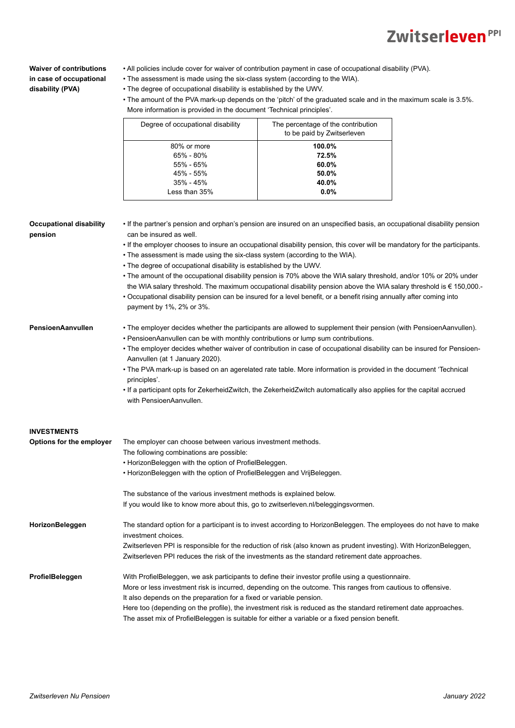### Waiver of contributions in case of occupational disability (PVA)

- All policies include cover for waiver of contribution payment in case of occupational disability (PVA).
- The assessment is made using the six-class system (according to the WIA).
- The degree of occupational disability is established by the UWV.
- The amount of the PVA mark-up depends on the 'pitch' of the graduated scale and in the maximum scale is 3.5%. More information is provided in the document 'Technical principles'.

| Degree of occupational disability | The percentage of the contribution to be paid by Zwitserleven |
|---|---|
| 80% or more | **100.0%** |
| 65% - 80% | **72.5%** |
| 55% - 65% | **60.0%** |
| 45% - 55% | **50.0%** |
| 35% - 45% | **40.0%** |
| Less than 35% | **0.0%** |

### Occupational disability pension

- If the partner's pension and orphan's pension are insured on an unspecified basis, an occupational disability pension can be insured as well.
- If the employer chooses to insure an occupational disability pension, this cover will be mandatory for the participants.
- The assessment is made using the six-class system (according to the WIA).
- The degree of occupational disability is established by the UWV.
- The amount of the occupational disability pension is 70% above the WIA salary threshold, and/or 10% or 20% under the WIA salary threshold. The maximum occupational disability pension above the WIA salary threshold is € 150,000.-
- Occupational disability pension can be insured for a level benefit, or a benefit rising annually after coming into payment by 1%, 2% or 3%.

### PensioenAanvullen

- The employer decides whether the participants are allowed to supplement their pension (with PensioenAanvullen).
- PensioenAanvullen can be with monthly contributions or lump sum contributions.
- The employer decides whether waiver of contribution in case of occupational disability can be insured for Pensioen-Aanvullen (at 1 January 2020).
- The PVA mark-up is based on an agerelated rate table. More information is provided in the document 'Technical principles'.
- If a participant opts for ZekerheidZwitch, the ZekerheidZwitch automatically also applies for the capital accrued with PensioenAanvullen.

## INVESTMENTS

### Options for the employer

The employer can choose between various investment methods.
The following combinations are possible:

- HorizonBeleggen with the option of ProfielBeleggen.
- HorizonBeleggen with the option of ProfielBeleggen and VrijBeleggen.

The substance of the various investment methods is explained below.
If you would like to know more about this, go to zwitserleven.nl/beleggingsvormen.

### HorizonBeleggen

The standard option for a participant is to invest according to HorizonBeleggen. The employees do not have to make investment choices.
Zwitserleven PPI is responsible for the reduction of risk (also known as prudent investing). With HorizonBeleggen, Zwitserleven PPI reduces the risk of the investments as the standard retirement date approaches.

### ProfielBeleggen

With ProfielBeleggen, we ask participants to define their investor profile using a questionnaire.
More or less investment risk is incurred, depending on the outcome. This ranges from cautious to offensive.
It also depends on the preparation for a fixed or variable pension.
Here too (depending on the profile), the investment risk is reduced as the standard retirement date approaches.
The asset mix of ProfielBeleggen is suitable for either a variable or a fixed pension benefit.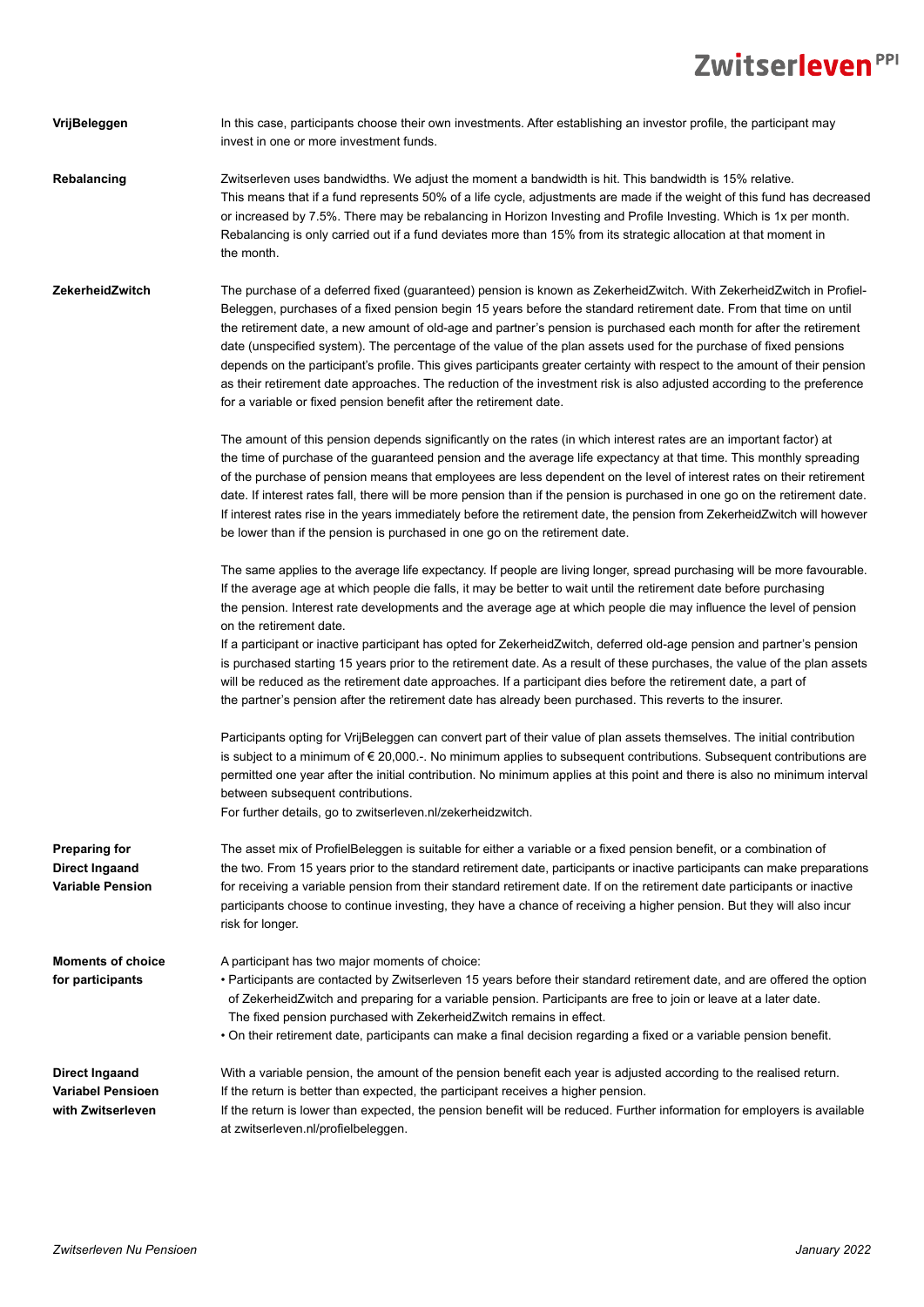**VrijBeleggen**

In this case, participants choose their own investments. After establishing an investor profile, the participant may invest in one or more investment funds.

**Rebalancing**

Zwitserleven uses bandwidths. We adjust the moment a bandwidth is hit. This bandwidth is 15% relative. This means that if a fund represents 50% of a life cycle, adjustments are made if the weight of this fund has decreased or increased by 7.5%. There may be rebalancing in Horizon Investing and Profile Investing. Which is 1x per month. Rebalancing is only carried out if a fund deviates more than 15% from its strategic allocation at that moment in the month.

**ZekerheidZwitch**

The purchase of a deferred fixed (guaranteed) pension is known as ZekerheidZwitch. With ZekerheidZwitch in Profiel-Beleggen, purchases of a fixed pension begin 15 years before the standard retirement date. From that time on until the retirement date, a new amount of old-age and partner's pension is purchased each month for after the retirement date (unspecified system). The percentage of the value of the plan assets used for the purchase of fixed pensions depends on the participant's profile. This gives participants greater certainty with respect to the amount of their pension as their retirement date approaches. The reduction of the investment risk is also adjusted according to the preference for a variable or fixed pension benefit after the retirement date.

The amount of this pension depends significantly on the rates (in which interest rates are an important factor) at the time of purchase of the guaranteed pension and the average life expectancy at that time. This monthly spreading of the purchase of pension means that employees are less dependent on the level of interest rates on their retirement date. If interest rates fall, there will be more pension than if the pension is purchased in one go on the retirement date. If interest rates rise in the years immediately before the retirement date, the pension from ZekerheidZwitch will however be lower than if the pension is purchased in one go on the retirement date.

The same applies to the average life expectancy. If people are living longer, spread purchasing will be more favourable. If the average age at which people die falls, it may be better to wait until the retirement date before purchasing the pension. Interest rate developments and the average age at which people die may influence the level of pension on the retirement date.
If a participant or inactive participant has opted for ZekerheidZwitch, deferred old-age pension and partner's pension is purchased starting 15 years prior to the retirement date. As a result of these purchases, the value of the plan assets will be reduced as the retirement date approaches. If a participant dies before the retirement date, a part of the partner's pension after the retirement date has already been purchased. This reverts to the insurer.

Participants opting for VrijBeleggen can convert part of their value of plan assets themselves. The initial contribution is subject to a minimum of € 20,000.-. No minimum applies to subsequent contributions. Subsequent contributions are permitted one year after the initial contribution. No minimum applies at this point and there is also no minimum interval between subsequent contributions.
For further details, go to zwitserleven.nl/zekerheidzwitch.

**Preparing for Direct Ingaand Variable Pension**

The asset mix of ProfielBeleggen is suitable for either a variable or a fixed pension benefit, or a combination of the two. From 15 years prior to the standard retirement date, participants or inactive participants can make preparations for receiving a variable pension from their standard retirement date. If on the retirement date participants or inactive participants choose to continue investing, they have a chance of receiving a higher pension. But they will also incur risk for longer.

**Moments of choice for participants**

A participant has two major moments of choice:

- Participants are contacted by Zwitserleven 15 years before their standard retirement date, and are offered the option of ZekerheidZwitch and preparing for a variable pension. Participants are free to join or leave at a later date. The fixed pension purchased with ZekerheidZwitch remains in effect.
- On their retirement date, participants can make a final decision regarding a fixed or a variable pension benefit.

**Direct Ingaand Variabel Pensioen with Zwitserleven**

With a variable pension, the amount of the pension benefit each year is adjusted according to the realised return. If the return is better than expected, the participant receives a higher pension.
If the return is lower than expected, the pension benefit will be reduced. Further information for employers is available at zwitserleven.nl/profielbeleggen.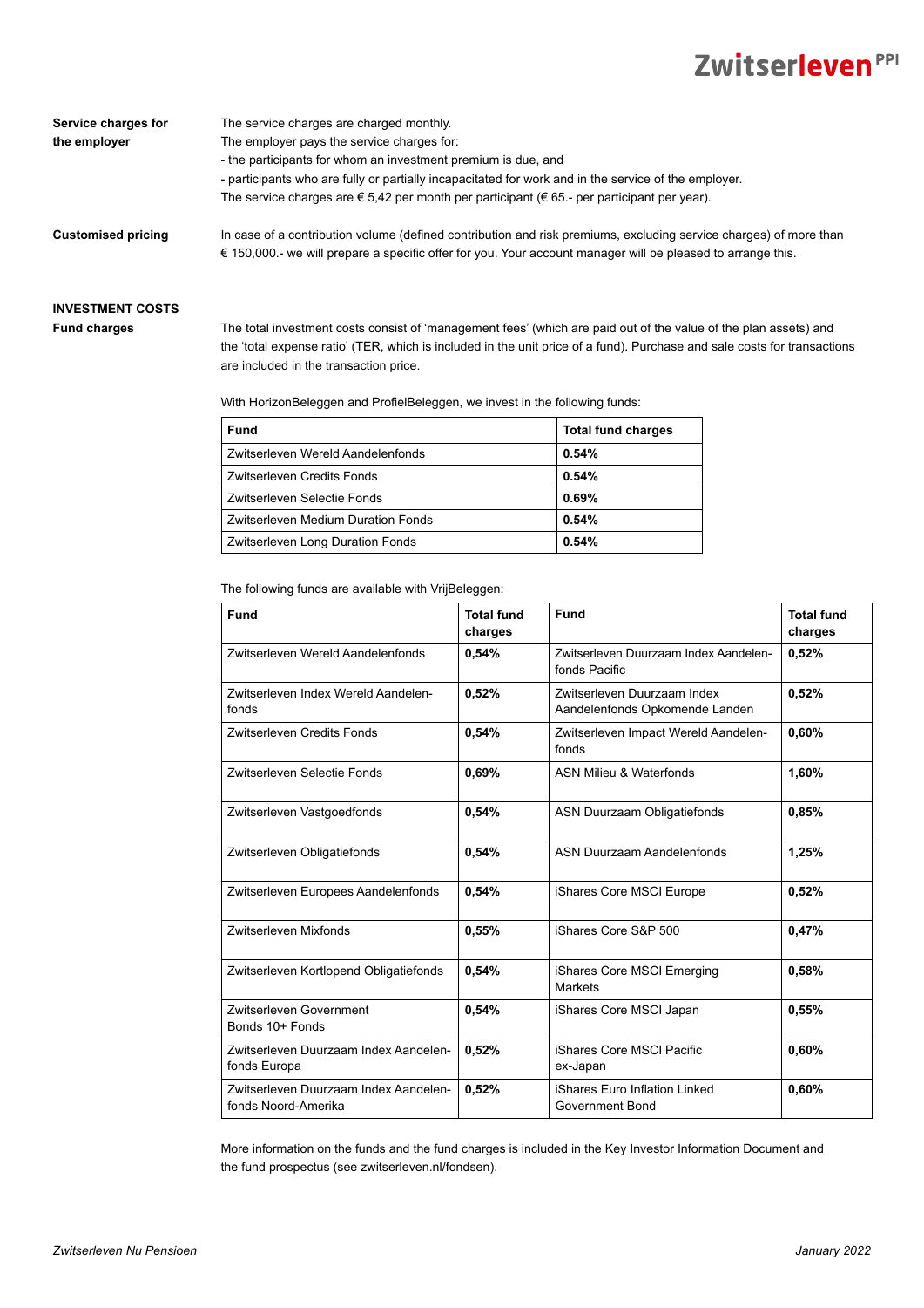**Service charges for the employer**

The service charges are charged monthly.
The employer pays the service charges for:
- the participants for whom an investment premium is due, and
- participants who are fully or partially incapacitated for work and in the service of the employer.
The service charges are € 5,42 per month per participant (€ 65.- per participant per year).

**Customised pricing**

In case of a contribution volume (defined contribution and risk premiums, excluding service charges) of more than € 150,000.- we will prepare a specific offer for you. Your account manager will be pleased to arrange this.

**INVESTMENT COSTS**

**Fund charges**

The total investment costs consist of 'management fees' (which are paid out of the value of the plan assets) and the 'total expense ratio' (TER, which is included in the unit price of a fund). Purchase and sale costs for transactions are included in the transaction price.

With HorizonBeleggen and ProfielBeleggen, we invest in the following funds:

| Fund | Total fund charges |
|---|---|
| Zwitserleven Wereld Aandelenfonds | **0.54%** |
| Zwitserleven Credits Fonds | **0.54%** |
| Zwitserleven Selectie Fonds | **0.69%** |
| Zwitserleven Medium Duration Fonds | **0.54%** |
| Zwitserleven Long Duration Fonds | **0.54%** |

The following funds are available with VrijBeleggen:

| Fund | Total fund charges | Fund | Total fund charges |
|---|---|---|---|
| Zwitserleven Wereld Aandelenfonds | **0,54%** | Zwitserleven Duurzaam Index Aandelenfonds Pacific | **0,52%** |
| Zwitserleven Index Wereld Aandelenfonds | **0,52%** | Zwitserleven Duurzaam Index Aandelenfonds Opkomende Landen | **0,52%** |
| Zwitserleven Credits Fonds | **0,54%** | Zwitserleven Impact Wereld Aandelenfonds | **0,60%** |
| Zwitserleven Selectie Fonds | **0,69%** | ASN Milieu & Waterfonds | **1,60%** |
| Zwitserleven Vastgoedfonds | **0,54%** | ASN Duurzaam Obligatiefonds | **0,85%** |
| Zwitserleven Obligatiefonds | **0,54%** | ASN Duurzaam Aandelenfonds | **1,25%** |
| Zwitserleven Europees Aandelenfonds | **0,54%** | iShares Core MSCI Europe | **0,52%** |
| Zwitserleven Mixfonds | **0,55%** | iShares Core S&P 500 | **0,47%** |
| Zwitserleven Kortlopend Obligatiefonds | **0,54%** | iShares Core MSCI Emerging Markets | **0,58%** |
| Zwitserleven Government Bonds 10+ Fonds | **0,54%** | iShares Core MSCI Japan | **0,55%** |
| Zwitserleven Duurzaam Index Aandelenfonds Europa | **0,52%** | iShares Core MSCI Pacific ex-Japan | **0,60%** |
| Zwitserleven Duurzaam Index Aandelenfonds Noord-Amerika | **0,52%** | iShares Euro Inflation Linked Government Bond | **0,60%** |

More information on the funds and the fund charges is included in the Key Investor Information Document and the fund prospectus (see zwitserleven.nl/fondsen).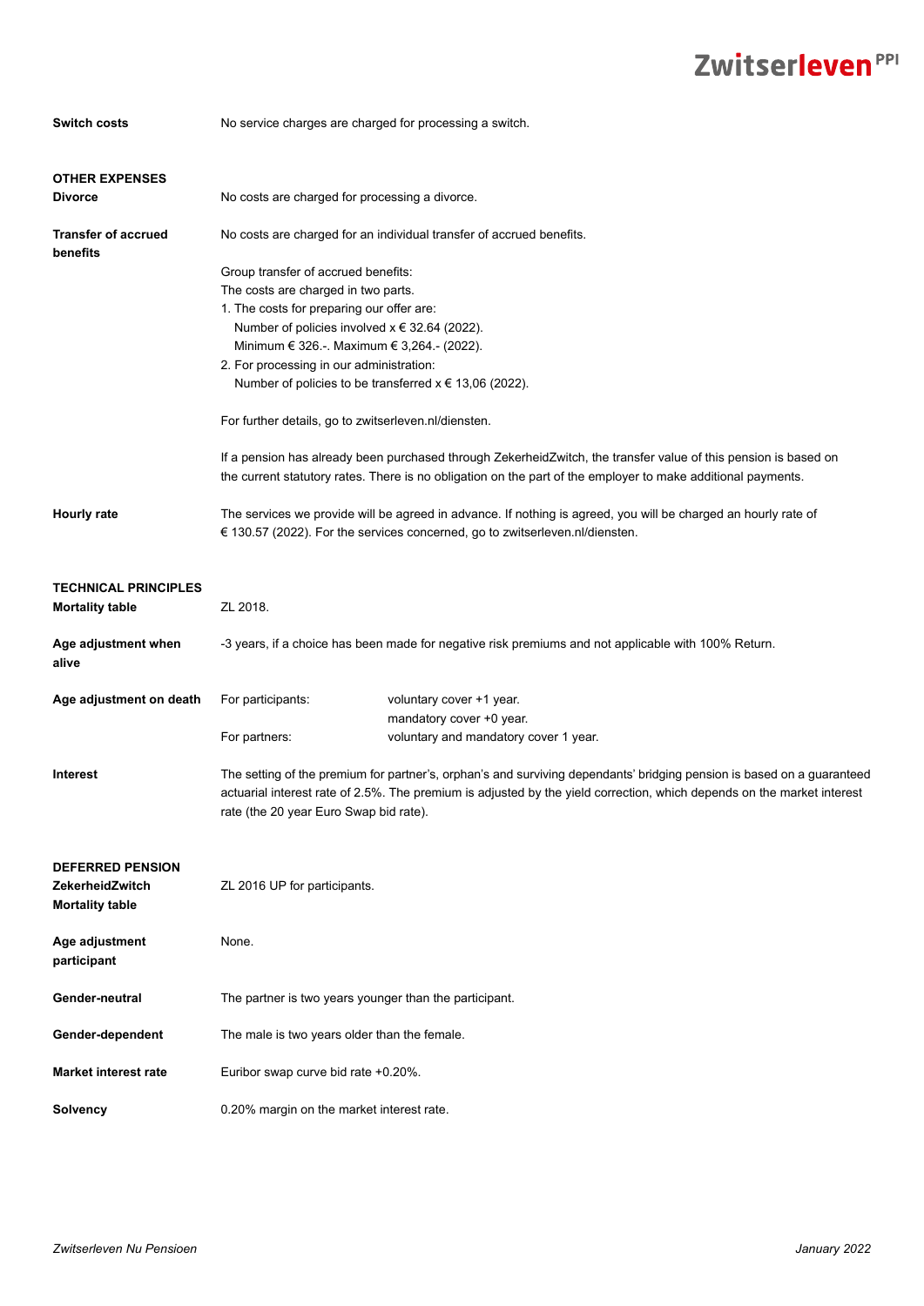**Switch costs**

No service charges are charged for processing a switch.

## OTHER EXPENSES

**Divorce**

No costs are charged for processing a divorce.

**Transfer of accrued benefits**

No costs are charged for an individual transfer of accrued benefits.

Group transfer of accrued benefits:
The costs are charged in two parts.

1. The costs for preparing our offer are:
   Number of policies involved x € 32.64 (2022).
   Minimum € 326.-. Maximum € 3,264.- (2022).
2. For processing in our administration:
   Number of policies to be transferred x € 13,06 (2022).

For further details, go to zwitserleven.nl/diensten.

If a pension has already been purchased through ZekerheidZwitch, the transfer value of this pension is based on the current statutory rates. There is no obligation on the part of the employer to make additional payments.

**Hourly rate**

The services we provide will be agreed in advance. If nothing is agreed, you will be charged an hourly rate of € 130.57 (2022). For the services concerned, go to zwitserleven.nl/diensten.

## TECHNICAL PRINCIPLES

**Mortality table**

ZL 2018.

**Age adjustment when alive**

-3 years, if a choice has been made for negative risk premiums and not applicable with 100% Return.

**Age adjustment on death**

| | |
|---|---|
| For participants: | voluntary cover +1 year. |
| | mandatory cover +0 year. |
| For partners: | voluntary and mandatory cover 1 year. |

**Interest**

The setting of the premium for partner's, orphan's and surviving dependants' bridging pension is based on a guaranteed actuarial interest rate of 2.5%. The premium is adjusted by the yield correction, which depends on the market interest rate (the 20 year Euro Swap bid rate).

## DEFERRED PENSION

**ZekerheidZwitch Mortality table**

ZL 2016 UP for participants.

**Age adjustment participant**

None.

**Gender-neutral**

The partner is two years younger than the participant.

**Gender-dependent**

The male is two years older than the female.

**Market interest rate**

Euribor swap curve bid rate +0.20%.

**Solvency**

0.20% margin on the market interest rate.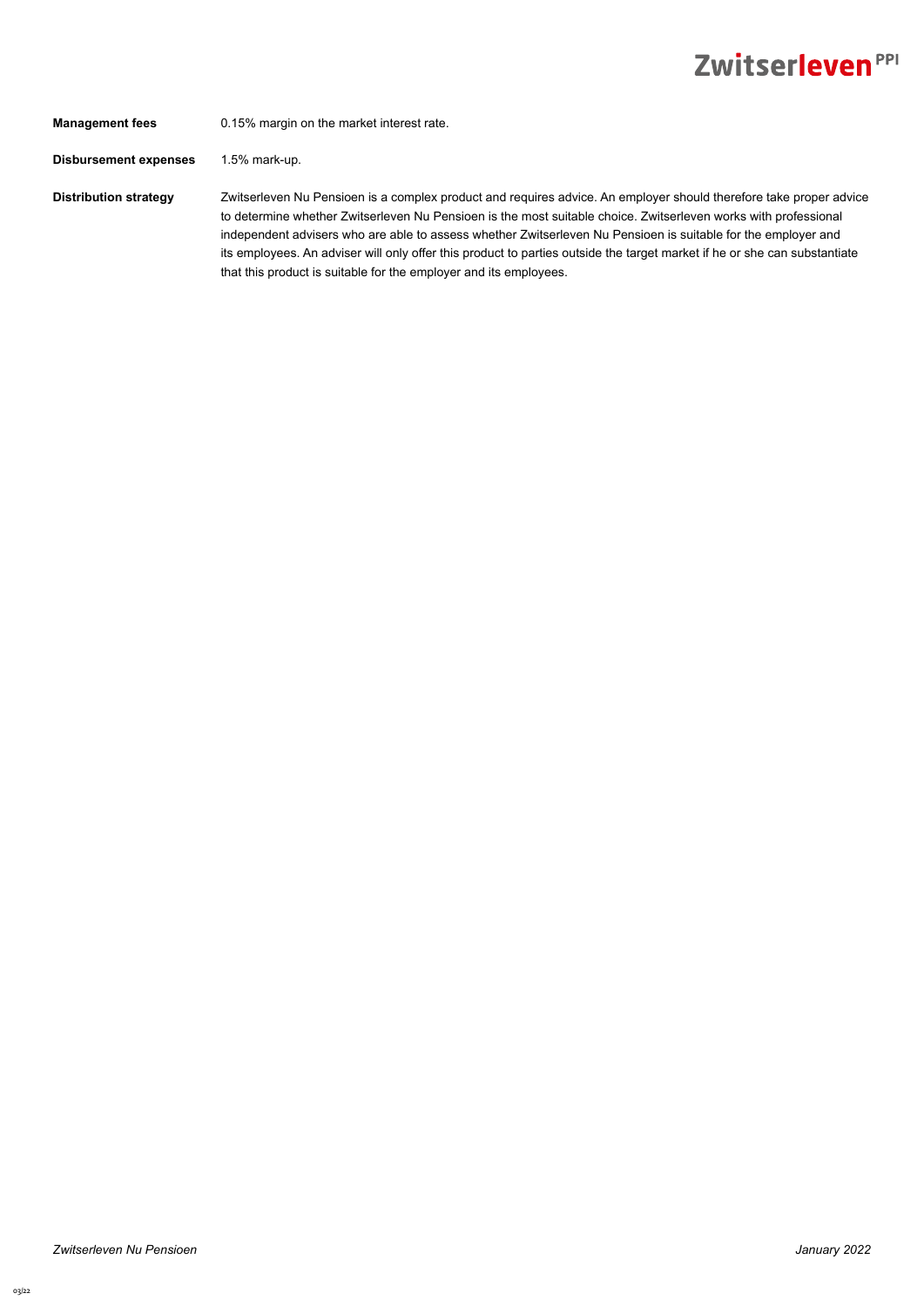**Management fees** 0.15% margin on the market interest rate.

**Disbursement expenses** 1.5% mark-up.

**Distribution strategy** Zwitserleven Nu Pensioen is a complex product and requires advice. An employer should therefore take proper advice to determine whether Zwitserleven Nu Pensioen is the most suitable choice. Zwitserleven works with professional independent advisers who are able to assess whether Zwitserleven Nu Pensioen is suitable for the employer and its employees. An adviser will only offer this product to parties outside the target market if he or she can substantiate that this product is suitable for the employer and its employees.